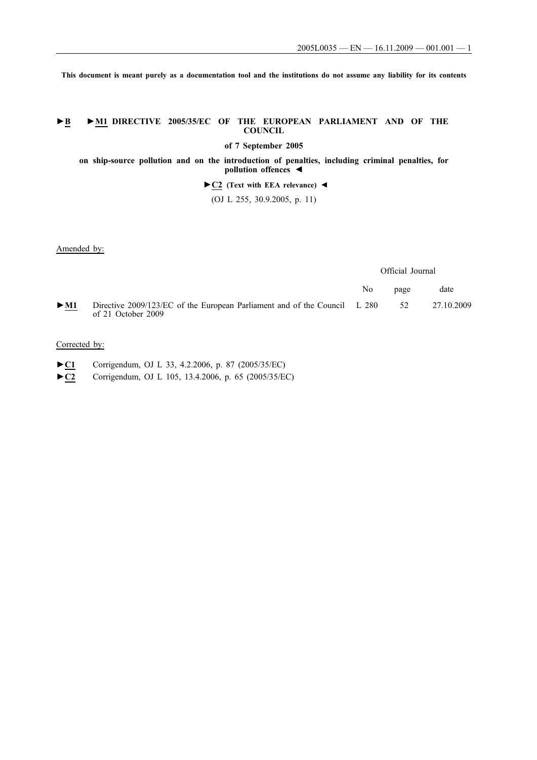**This document is meant purely as a documentation tool and the institutions do not assume any liability for its contents**

# ►B ►M1 DIRECTIVE 2005/35/EC OF THE EUROPEAN PARLIAMENT AND OF THE COUNCIL

**of 7 September 2005**

**on ship-source pollution and on the introduction of penalties, including criminal penalties, for pollution offences ◄**

►C2 **(Text with EEA relevance)** ◄

(OJ L 255, 30.9.2005, p. 11)

Amended by:

| | | Official Journal | | |
|---|---|---|---|---|
| | | No | page | date |
| ►M1 | Directive 2009/123/EC of the European Parliament and of the Council of 21 October 2009 | L 280 | 52 | 27.10.2009 |

Corrected by:

►C1 Corrigendum, OJ L 33, 4.2.2006, p. 87 (2005/35/EC)

►C2 Corrigendum, OJ L 105, 13.4.2006, p. 65 (2005/35/EC)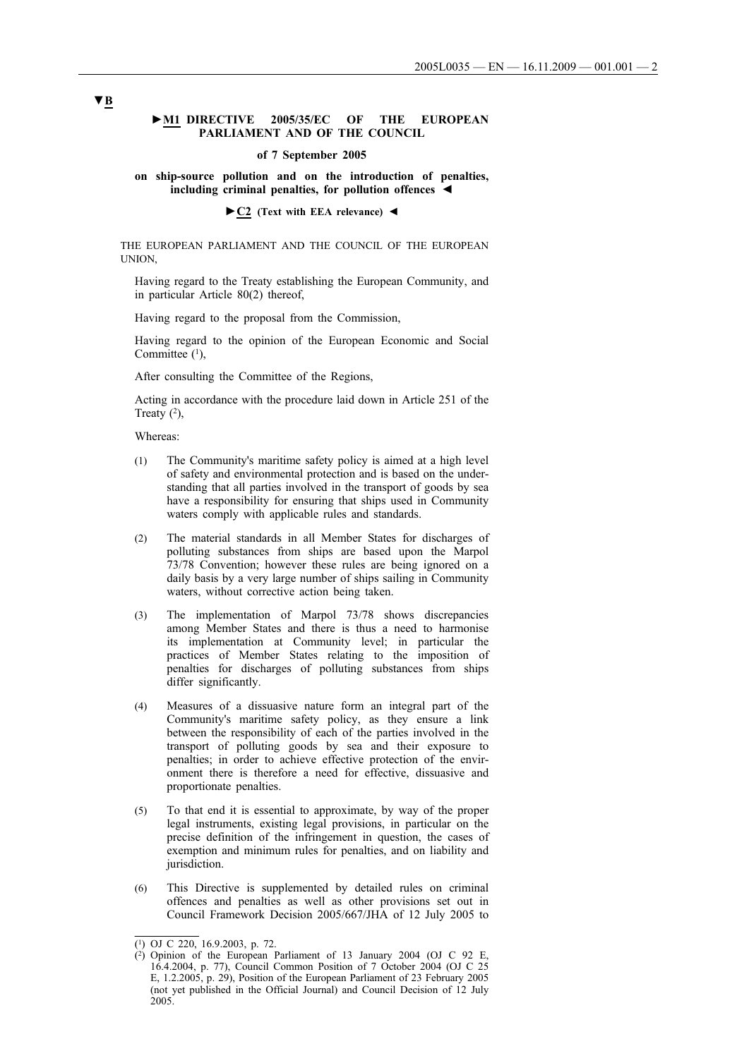▼B

**►M1 DIRECTIVE 2005/35/EC OF THE EUROPEAN PARLIAMENT AND OF THE COUNCIL**

**of 7 September 2005**

**on ship-source pollution and on the introduction of penalties, including criminal penalties, for pollution offences ◄**

**►C2 (Text with EEA relevance) ◄**

THE EUROPEAN PARLIAMENT AND THE COUNCIL OF THE EUROPEAN UNION,

Having regard to the Treaty establishing the European Community, and in particular Article 80(2) thereof,

Having regard to the proposal from the Commission,

Having regard to the opinion of the European Economic and Social Committee [1],

After consulting the Committee of the Regions,

Acting in accordance with the procedure laid down in Article 251 of the Treaty [2],

Whereas:

(1) The Community's maritime safety policy is aimed at a high level of safety and environmental protection and is based on the understanding that all parties involved in the transport of goods by sea have a responsibility for ensuring that ships used in Community waters comply with applicable rules and standards.

(2) The material standards in all Member States for discharges of polluting substances from ships are based upon the Marpol 73/78 Convention; however these rules are being ignored on a daily basis by a very large number of ships sailing in Community waters, without corrective action being taken.

(3) The implementation of Marpol 73/78 shows discrepancies among Member States and there is thus a need to harmonise its implementation at Community level; in particular the practices of Member States relating to the imposition of penalties for discharges of polluting substances from ships differ significantly.

(4) Measures of a dissuasive nature form an integral part of the Community's maritime safety policy, as they ensure a link between the responsibility of each of the parties involved in the transport of polluting goods by sea and their exposure to penalties; in order to achieve effective protection of the environment there is therefore a need for effective, dissuasive and proportionate penalties.

(5) To that end it is essential to approximate, by way of the proper legal instruments, existing legal provisions, in particular on the precise definition of the infringement in question, the cases of exemption and minimum rules for penalties, and on liability and jurisdiction.

(6) This Directive is supplemented by detailed rules on criminal offences and penalties as well as other provisions set out in Council Framework Decision 2005/667/JHA of 12 July 2005 to

---

[1] OJ C 220, 16.9.2003, p. 72.

[2] Opinion of the European Parliament of 13 January 2004 (OJ C 92 E, 16.4.2004, p. 77), Council Common Position of 7 October 2004 (OJ C 25 E, 1.2.2005, p. 29), Position of the European Parliament of 23 February 2005 (not yet published in the Official Journal) and Council Decision of 12 July 2005.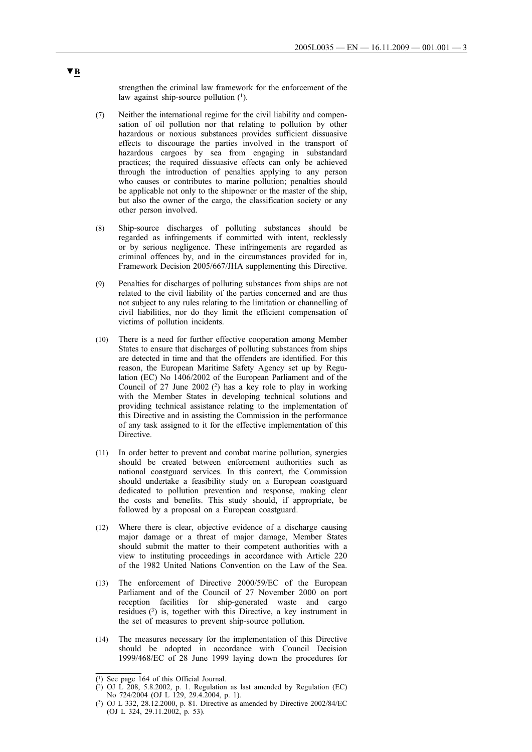▼B

strengthen the criminal law framework for the enforcement of the law against ship-source pollution [1].

(7) Neither the international regime for the civil liability and compensation of oil pollution nor that relating to pollution by other hazardous or noxious substances provides sufficient dissuasive effects to discourage the parties involved in the transport of hazardous cargoes by sea from engaging in substandard practices; the required dissuasive effects can only be achieved through the introduction of penalties applying to any person who causes or contributes to marine pollution; penalties should be applicable not only to the shipowner or the master of the ship, but also the owner of the cargo, the classification society or any other person involved.

(8) Ship-source discharges of polluting substances should be regarded as infringements if committed with intent, recklessly or by serious negligence. These infringements are regarded as criminal offences by, and in the circumstances provided for in, Framework Decision 2005/667/JHA supplementing this Directive.

(9) Penalties for discharges of polluting substances from ships are not related to the civil liability of the parties concerned and are thus not subject to any rules relating to the limitation or channelling of civil liabilities, nor do they limit the efficient compensation of victims of pollution incidents.

(10) There is a need for further effective cooperation among Member States to ensure that discharges of polluting substances from ships are detected in time and that the offenders are identified. For this reason, the European Maritime Safety Agency set up by Regulation (EC) No 1406/2002 of the European Parliament and of the Council of 27 June 2002 [2] has a key role to play in working with the Member States in developing technical solutions and providing technical assistance relating to the implementation of this Directive and in assisting the Commission in the performance of any task assigned to it for the effective implementation of this Directive.

(11) In order better to prevent and combat marine pollution, synergies should be created between enforcement authorities such as national coastguard services. In this context, the Commission should undertake a feasibility study on a European coastguard dedicated to pollution prevention and response, making clear the costs and benefits. This study should, if appropriate, be followed by a proposal on a European coastguard.

(12) Where there is clear, objective evidence of a discharge causing major damage or a threat of major damage, Member States should submit the matter to their competent authorities with a view to instituting proceedings in accordance with Article 220 of the 1982 United Nations Convention on the Law of the Sea.

(13) The enforcement of Directive 2000/59/EC of the European Parliament and of the Council of 27 November 2000 on port reception facilities for ship-generated waste and cargo residues [3] is, together with this Directive, a key instrument in the set of measures to prevent ship-source pollution.

(14) The measures necessary for the implementation of this Directive should be adopted in accordance with Council Decision 1999/468/EC of 28 June 1999 laying down the procedures for

---

[1] See page 164 of this Official Journal.

[2] OJ L 208, 5.8.2002, p. 1. Regulation as last amended by Regulation (EC) No 724/2004 (OJ L 129, 29.4.2004, p. 1).

[3] OJ L 332, 28.12.2000, p. 81. Directive as amended by Directive 2002/84/EC (OJ L 324, 29.11.2002, p. 53).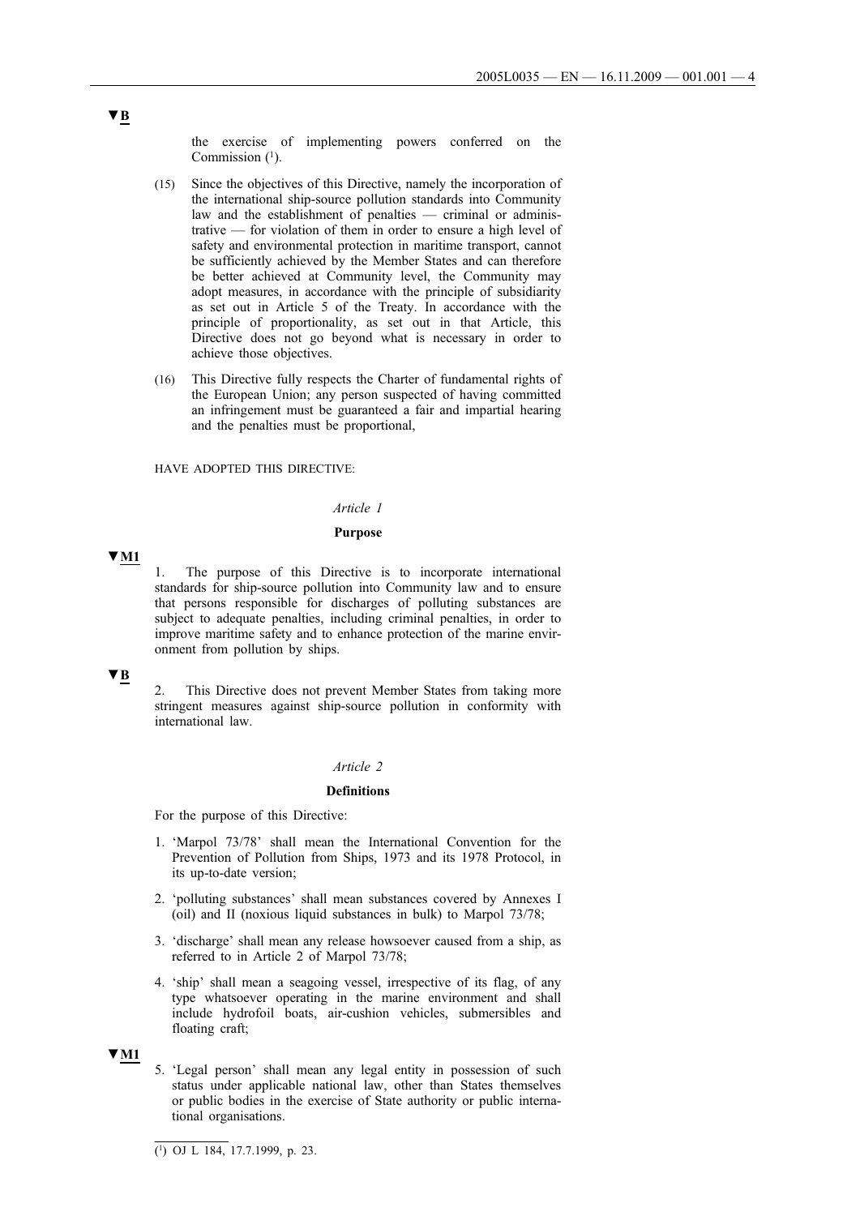▼B

the exercise of implementing powers conferred on the Commission [1].

(15) Since the objectives of this Directive, namely the incorporation of the international ship-source pollution standards into Community law and the establishment of penalties — criminal or administrative — for violation of them in order to ensure a high level of safety and environmental protection in maritime transport, cannot be sufficiently achieved by the Member States and can therefore be better achieved at Community level, the Community may adopt measures, in accordance with the principle of subsidiarity as set out in Article 5 of the Treaty. In accordance with the principle of proportionality, as set out in that Article, this Directive does not go beyond what is necessary in order to achieve those objectives.

(16) This Directive fully respects the Charter of fundamental rights of the European Union; any person suspected of having committed an infringement must be guaranteed a fair and impartial hearing and the penalties must be proportional,

HAVE ADOPTED THIS DIRECTIVE:

*Article 1*

**Purpose**

▼M1

1. The purpose of this Directive is to incorporate international standards for ship-source pollution into Community law and to ensure that persons responsible for discharges of polluting substances are subject to adequate penalties, including criminal penalties, in order to improve maritime safety and to enhance protection of the marine environment from pollution by ships.

▼B

2. This Directive does not prevent Member States from taking more stringent measures against ship-source pollution in conformity with international law.

*Article 2*

**Definitions**

For the purpose of this Directive:

1. 'Marpol 73/78' shall mean the International Convention for the Prevention of Pollution from Ships, 1973 and its 1978 Protocol, in its up-to-date version;

2. 'polluting substances' shall mean substances covered by Annexes I (oil) and II (noxious liquid substances in bulk) to Marpol 73/78;

3. 'discharge' shall mean any release howsoever caused from a ship, as referred to in Article 2 of Marpol 73/78;

4. 'ship' shall mean a seagoing vessel, irrespective of its flag, of any type whatsoever operating in the marine environment and shall include hydrofoil boats, air-cushion vehicles, submersibles and floating craft;

▼M1

5. 'Legal person' shall mean any legal entity in possession of such status under applicable national law, other than States themselves or public bodies in the exercise of State authority or public international organisations.

[1] OJ L 184, 17.7.1999, p. 23.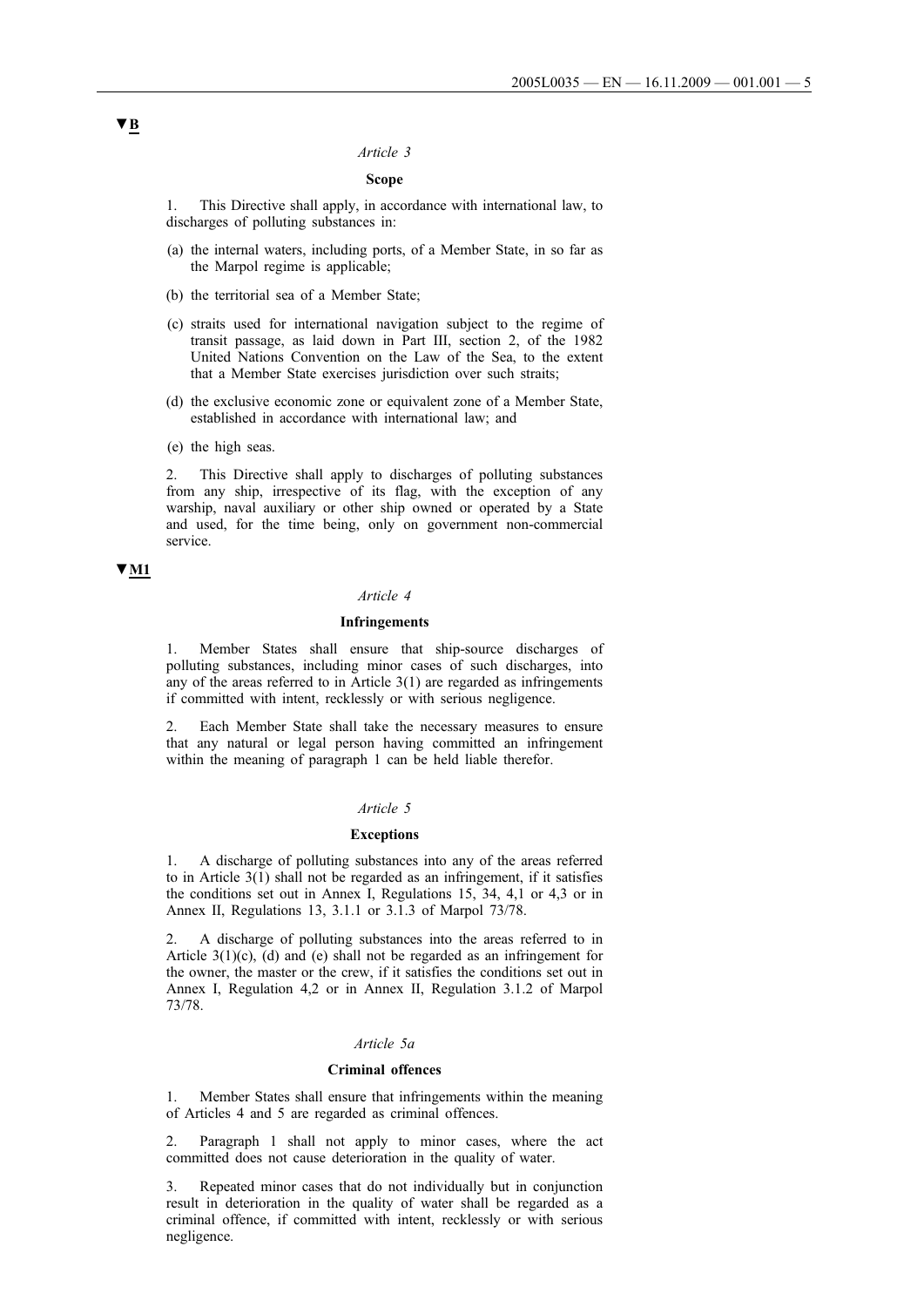▼B

*Article 3*

**Scope**

1. This Directive shall apply, in accordance with international law, to discharges of polluting substances in:

(a) the internal waters, including ports, of a Member State, in so far as the Marpol regime is applicable;

(b) the territorial sea of a Member State;

(c) straits used for international navigation subject to the regime of transit passage, as laid down in Part III, section 2, of the 1982 United Nations Convention on the Law of the Sea, to the extent that a Member State exercises jurisdiction over such straits;

(d) the exclusive economic zone or equivalent zone of a Member State, established in accordance with international law; and

(e) the high seas.

2. This Directive shall apply to discharges of polluting substances from any ship, irrespective of its flag, with the exception of any warship, naval auxiliary or other ship owned or operated by a State and used, for the time being, only on government non-commercial service.

▼M1

*Article 4*

**Infringements**

1. Member States shall ensure that ship-source discharges of polluting substances, including minor cases of such discharges, into any of the areas referred to in Article 3(1) are regarded as infringements if committed with intent, recklessly or with serious negligence.

2. Each Member State shall take the necessary measures to ensure that any natural or legal person having committed an infringement within the meaning of paragraph 1 can be held liable therefor.

*Article 5*

**Exceptions**

1. A discharge of polluting substances into any of the areas referred to in Article 3(1) shall not be regarded as an infringement, if it satisfies the conditions set out in Annex I, Regulations 15, 34, 4,1 or 4,3 or in Annex II, Regulations 13, 3.1.1 or 3.1.3 of Marpol 73/78.

2. A discharge of polluting substances into the areas referred to in Article 3(1)(c), (d) and (e) shall not be regarded as an infringement for the owner, the master or the crew, if it satisfies the conditions set out in Annex I, Regulation 4,2 or in Annex II, Regulation 3.1.2 of Marpol 73/78.

*Article 5a*

**Criminal offences**

1. Member States shall ensure that infringements within the meaning of Articles 4 and 5 are regarded as criminal offences.

2. Paragraph 1 shall not apply to minor cases, where the act committed does not cause deterioration in the quality of water.

3. Repeated minor cases that do not individually but in conjunction result in deterioration in the quality of water shall be regarded as a criminal offence, if committed with intent, recklessly or with serious negligence.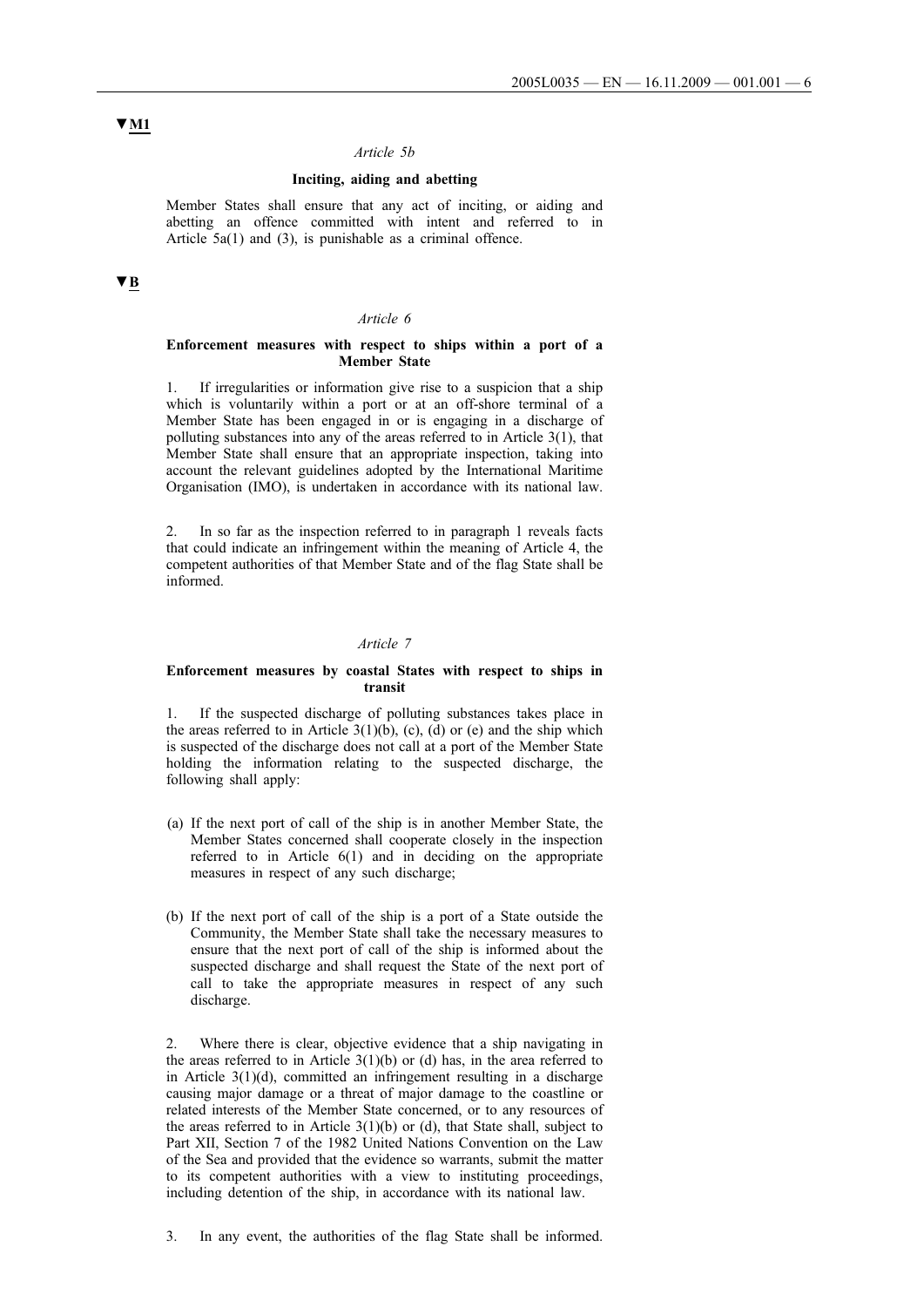▼M1

*Article 5b*

**Inciting, aiding and abetting**

Member States shall ensure that any act of inciting, or aiding and abetting an offence committed with intent and referred to in Article 5a(1) and (3), is punishable as a criminal offence.

▼B

*Article 6*

**Enforcement measures with respect to ships within a port of a Member State**

1. If irregularities or information give rise to a suspicion that a ship which is voluntarily within a port or at an off-shore terminal of a Member State has been engaged in or is engaging in a discharge of polluting substances into any of the areas referred to in Article 3(1), that Member State shall ensure that an appropriate inspection, taking into account the relevant guidelines adopted by the International Maritime Organisation (IMO), is undertaken in accordance with its national law.

2. In so far as the inspection referred to in paragraph 1 reveals facts that could indicate an infringement within the meaning of Article 4, the competent authorities of that Member State and of the flag State shall be informed.

*Article 7*

**Enforcement measures by coastal States with respect to ships in transit**

1. If the suspected discharge of polluting substances takes place in the areas referred to in Article 3(1)(b), (c), (d) or (e) and the ship which is suspected of the discharge does not call at a port of the Member State holding the information relating to the suspected discharge, the following shall apply:

(a) If the next port of call of the ship is in another Member State, the Member States concerned shall cooperate closely in the inspection referred to in Article 6(1) and in deciding on the appropriate measures in respect of any such discharge;

(b) If the next port of call of the ship is a port of a State outside the Community, the Member State shall take the necessary measures to ensure that the next port of call of the ship is informed about the suspected discharge and shall request the State of the next port of call to take the appropriate measures in respect of any such discharge.

2. Where there is clear, objective evidence that a ship navigating in the areas referred to in Article 3(1)(b) or (d) has, in the area referred to in Article 3(1)(d), committed an infringement resulting in a discharge causing major damage or a threat of major damage to the coastline or related interests of the Member State concerned, or to any resources of the areas referred to in Article 3(1)(b) or (d), that State shall, subject to Part XII, Section 7 of the 1982 United Nations Convention on the Law of the Sea and provided that the evidence so warrants, submit the matter to its competent authorities with a view to instituting proceedings, including detention of the ship, in accordance with its national law.

3. In any event, the authorities of the flag State shall be informed.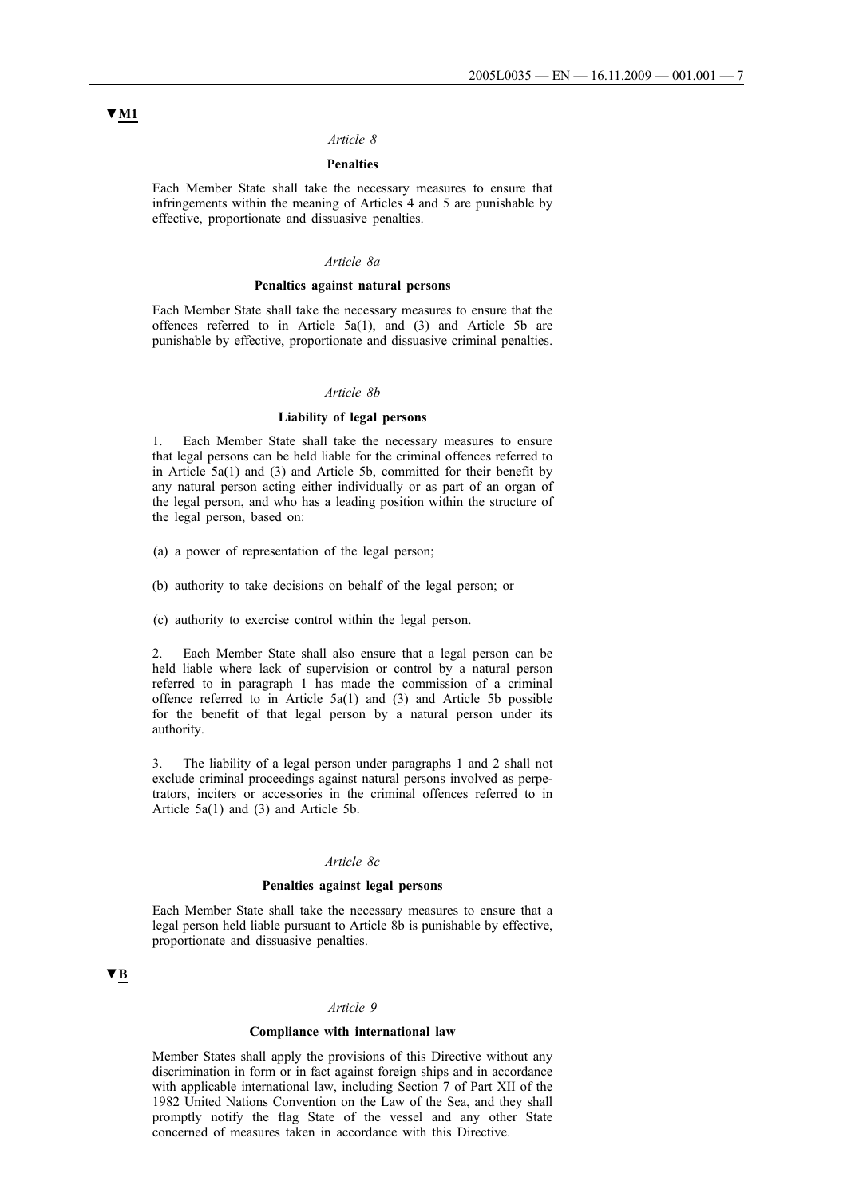▼M1

*Article 8*

**Penalties**

Each Member State shall take the necessary measures to ensure that infringements within the meaning of Articles 4 and 5 are punishable by effective, proportionate and dissuasive penalties.

*Article 8a*

**Penalties against natural persons**

Each Member State shall take the necessary measures to ensure that the offences referred to in Article 5a(1), and (3) and Article 5b are punishable by effective, proportionate and dissuasive criminal penalties.

*Article 8b*

**Liability of legal persons**

1. Each Member State shall take the necessary measures to ensure that legal persons can be held liable for the criminal offences referred to in Article 5a(1) and (3) and Article 5b, committed for their benefit by any natural person acting either individually or as part of an organ of the legal person, and who has a leading position within the structure of the legal person, based on:

(a) a power of representation of the legal person;

(b) authority to take decisions on behalf of the legal person; or

(c) authority to exercise control within the legal person.

2. Each Member State shall also ensure that a legal person can be held liable where lack of supervision or control by a natural person referred to in paragraph 1 has made the commission of a criminal offence referred to in Article 5a(1) and (3) and Article 5b possible for the benefit of that legal person by a natural person under its authority.

3. The liability of a legal person under paragraphs 1 and 2 shall not exclude criminal proceedings against natural persons involved as perpetrators, inciters or accessories in the criminal offences referred to in Article 5a(1) and (3) and Article 5b.

*Article 8c*

**Penalties against legal persons**

Each Member State shall take the necessary measures to ensure that a legal person held liable pursuant to Article 8b is punishable by effective, proportionate and dissuasive penalties.

▼B

*Article 9*

**Compliance with international law**

Member States shall apply the provisions of this Directive without any discrimination in form or in fact against foreign ships and in accordance with applicable international law, including Section 7 of Part XII of the 1982 United Nations Convention on the Law of the Sea, and they shall promptly notify the flag State of the vessel and any other State concerned of measures taken in accordance with this Directive.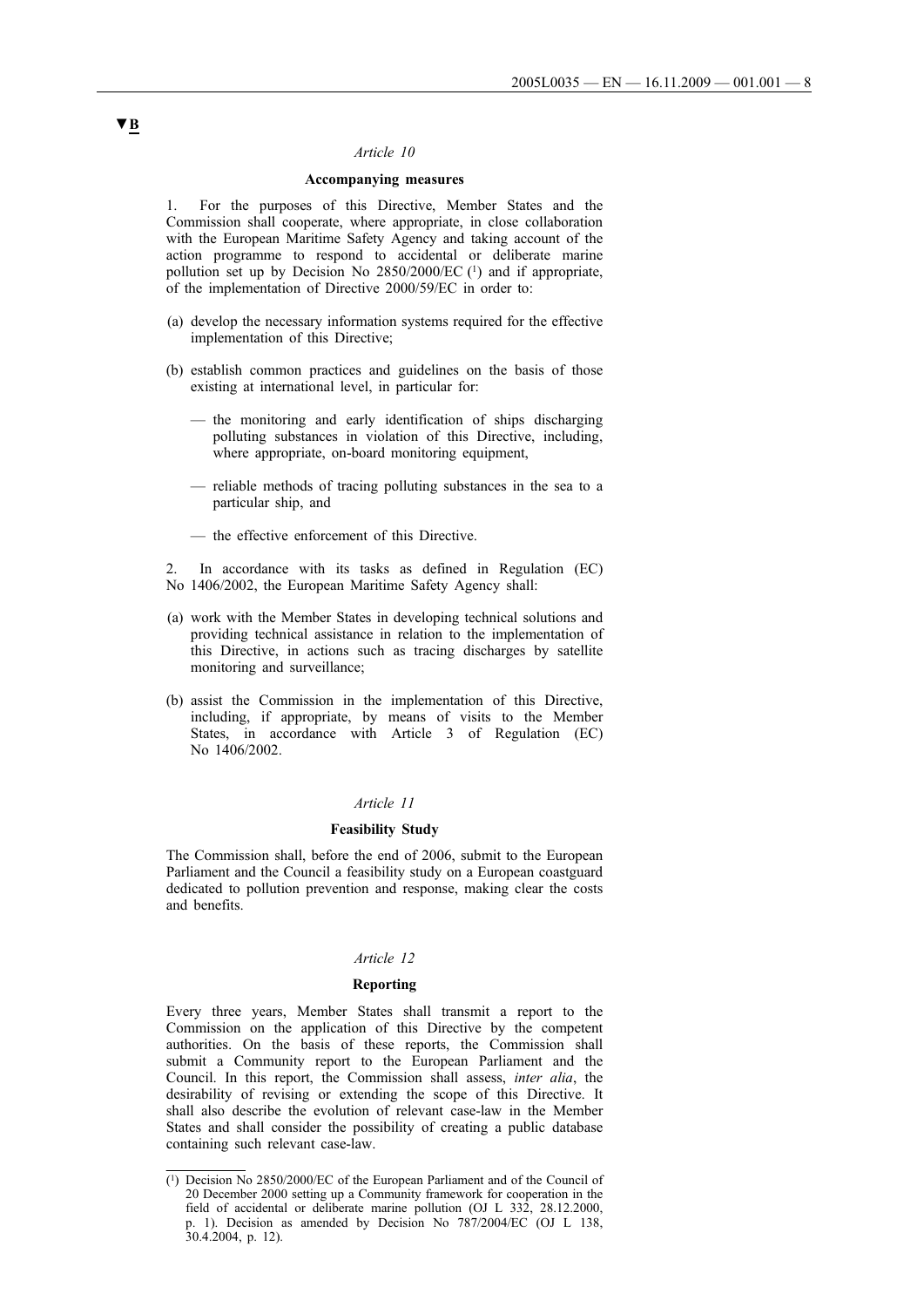▼B

*Article 10*

**Accompanying measures**

1. For the purposes of this Directive, Member States and the Commission shall cooperate, where appropriate, in close collaboration with the European Maritime Safety Agency and taking account of the action programme to respond to accidental or deliberate marine pollution set up by Decision No 2850/2000/EC [1] and if appropriate, of the implementation of Directive 2000/59/EC in order to:

(a) develop the necessary information systems required for the effective implementation of this Directive;

(b) establish common practices and guidelines on the basis of those existing at international level, in particular for:

— the monitoring and early identification of ships discharging polluting substances in violation of this Directive, including, where appropriate, on-board monitoring equipment,

— reliable methods of tracing polluting substances in the sea to a particular ship, and

— the effective enforcement of this Directive.

2. In accordance with its tasks as defined in Regulation (EC) No 1406/2002, the European Maritime Safety Agency shall:

(a) work with the Member States in developing technical solutions and providing technical assistance in relation to the implementation of this Directive, in actions such as tracing discharges by satellite monitoring and surveillance;

(b) assist the Commission in the implementation of this Directive, including, if appropriate, by means of visits to the Member States, in accordance with Article 3 of Regulation (EC) No 1406/2002.

*Article 11*

**Feasibility Study**

The Commission shall, before the end of 2006, submit to the European Parliament and the Council a feasibility study on a European coastguard dedicated to pollution prevention and response, making clear the costs and benefits.

*Article 12*

**Reporting**

Every three years, Member States shall transmit a report to the Commission on the application of this Directive by the competent authorities. On the basis of these reports, the Commission shall submit a Community report to the European Parliament and the Council. In this report, the Commission shall assess, *inter alia*, the desirability of revising or extending the scope of this Directive. It shall also describe the evolution of relevant case-law in the Member States and shall consider the possibility of creating a public database containing such relevant case-law.

---

[1] Decision No 2850/2000/EC of the European Parliament and of the Council of 20 December 2000 setting up a Community framework for cooperation in the field of accidental or deliberate marine pollution (OJ L 332, 28.12.2000, p. 1). Decision as amended by Decision No 787/2004/EC (OJ L 138, 30.4.2004, p. 12).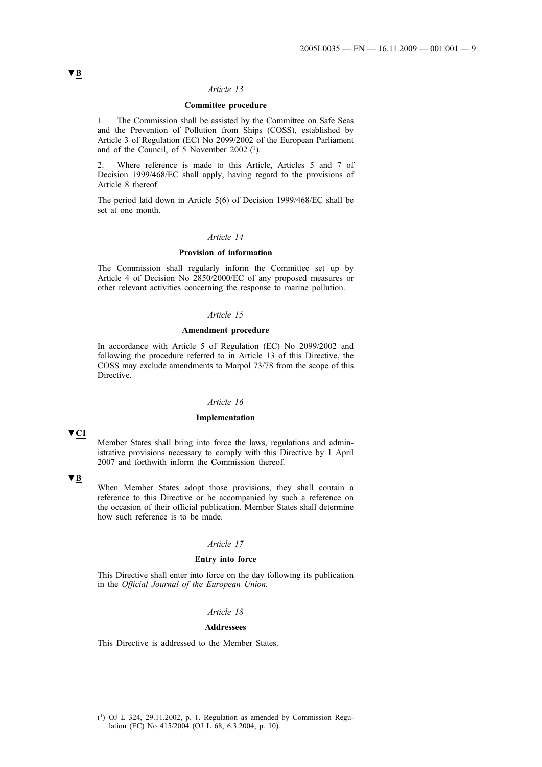▼B

*Article 13*

**Committee procedure**

1. The Commission shall be assisted by the Committee on Safe Seas and the Prevention of Pollution from Ships (COSS), established by Article 3 of Regulation (EC) No 2099/2002 of the European Parliament and of the Council, of 5 November 2002 [1].

2. Where reference is made to this Article, Articles 5 and 7 of Decision 1999/468/EC shall apply, having regard to the provisions of Article 8 thereof.

The period laid down in Article 5(6) of Decision 1999/468/EC shall be set at one month.

*Article 14*

**Provision of information**

The Commission shall regularly inform the Committee set up by Article 4 of Decision No 2850/2000/EC of any proposed measures or other relevant activities concerning the response to marine pollution.

*Article 15*

**Amendment procedure**

In accordance with Article 5 of Regulation (EC) No 2099/2002 and following the procedure referred to in Article 13 of this Directive, the COSS may exclude amendments to Marpol 73/78 from the scope of this Directive.

*Article 16*

**Implementation**

▼C1

Member States shall bring into force the laws, regulations and administrative provisions necessary to comply with this Directive by 1 April 2007 and forthwith inform the Commission thereof.

▼B

When Member States adopt those provisions, they shall contain a reference to this Directive or be accompanied by such a reference on the occasion of their official publication. Member States shall determine how such reference is to be made.

*Article 17*

**Entry into force**

This Directive shall enter into force on the day following its publication in the *Official Journal of the European Union.*

*Article 18*

**Addressees**

This Directive is addressed to the Member States.

---

[1] OJ L 324, 29.11.2002, p. 1. Regulation as amended by Commission Regulation (EC) No 415/2004 (OJ L 68, 6.3.2004, p. 10).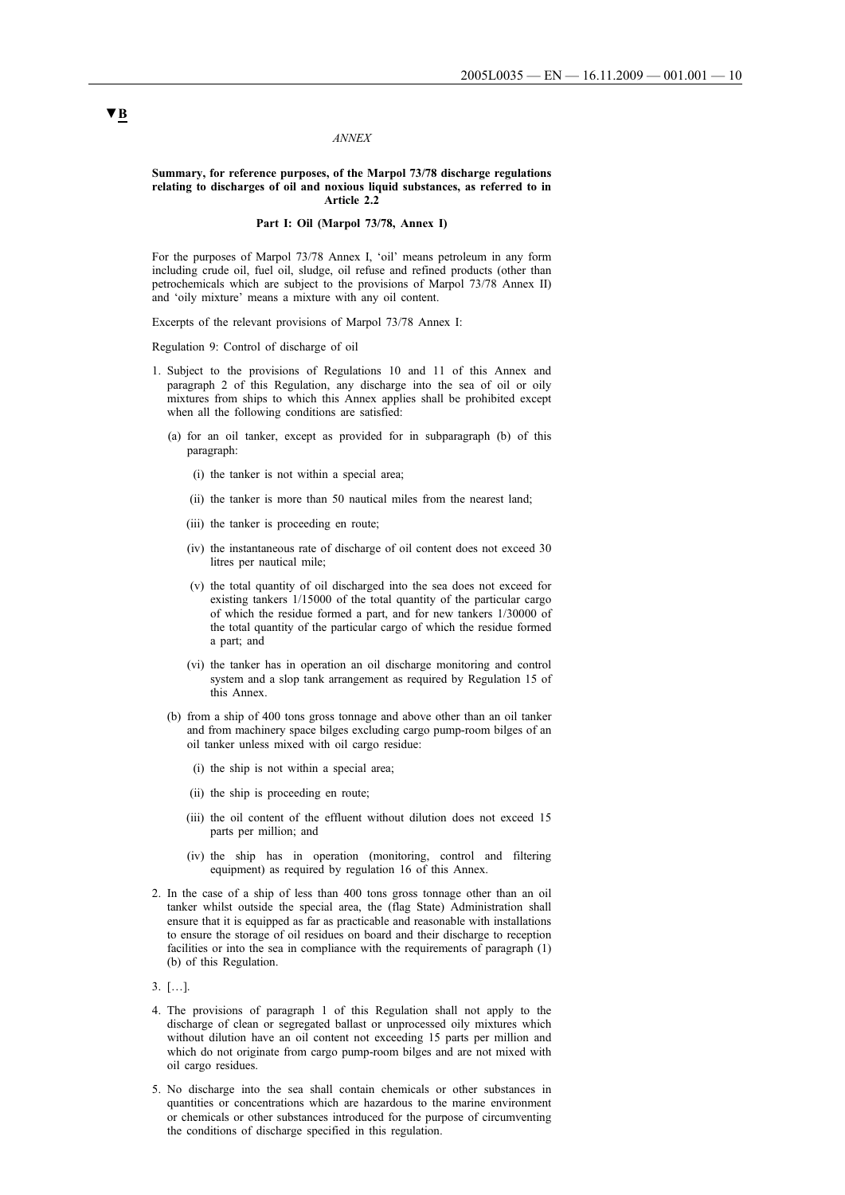▼B

*ANNEX*

**Summary, for reference purposes, of the Marpol 73/78 discharge regulations relating to discharges of oil and noxious liquid substances, as referred to in Article 2.2**

**Part I: Oil (Marpol 73/78, Annex I)**

For the purposes of Marpol 73/78 Annex I, 'oil' means petroleum in any form including crude oil, fuel oil, sludge, oil refuse and refined products (other than petrochemicals which are subject to the provisions of Marpol 73/78 Annex II) and 'oily mixture' means a mixture with any oil content.

Excerpts of the relevant provisions of Marpol 73/78 Annex I:

Regulation 9: Control of discharge of oil

1. Subject to the provisions of Regulations 10 and 11 of this Annex and paragraph 2 of this Regulation, any discharge into the sea of oil or oily mixtures from ships to which this Annex applies shall be prohibited except when all the following conditions are satisfied:

   (a) for an oil tanker, except as provided for in subparagraph (b) of this paragraph:

      (i) the tanker is not within a special area;

      (ii) the tanker is more than 50 nautical miles from the nearest land;

      (iii) the tanker is proceeding en route;

      (iv) the instantaneous rate of discharge of oil content does not exceed 30 litres per nautical mile;

      (v) the total quantity of oil discharged into the sea does not exceed for existing tankers 1/15000 of the total quantity of the particular cargo of which the residue formed a part, and for new tankers 1/30000 of the total quantity of the particular cargo of which the residue formed a part; and

      (vi) the tanker has in operation an oil discharge monitoring and control system and a slop tank arrangement as required by Regulation 15 of this Annex.

   (b) from a ship of 400 tons gross tonnage and above other than an oil tanker and from machinery space bilges excluding cargo pump-room bilges of an oil tanker unless mixed with oil cargo residue:

      (i) the ship is not within a special area;

      (ii) the ship is proceeding en route;

      (iii) the oil content of the effluent without dilution does not exceed 15 parts per million; and

      (iv) the ship has in operation (monitoring, control and filtering equipment) as required by regulation 16 of this Annex.

2. In the case of a ship of less than 400 tons gross tonnage other than an oil tanker whilst outside the special area, the (flag State) Administration shall ensure that it is equipped as far as practicable and reasonable with installations to ensure the storage of oil residues on board and their discharge to reception facilities or into the sea in compliance with the requirements of paragraph (1) (b) of this Regulation.

3. […].

4. The provisions of paragraph 1 of this Regulation shall not apply to the discharge of clean or segregated ballast or unprocessed oily mixtures which without dilution have an oil content not exceeding 15 parts per million and which do not originate from cargo pump-room bilges and are not mixed with oil cargo residues.

5. No discharge into the sea shall contain chemicals or other substances in quantities or concentrations which are hazardous to the marine environment or chemicals or other substances introduced for the purpose of circumventing the conditions of discharge specified in this regulation.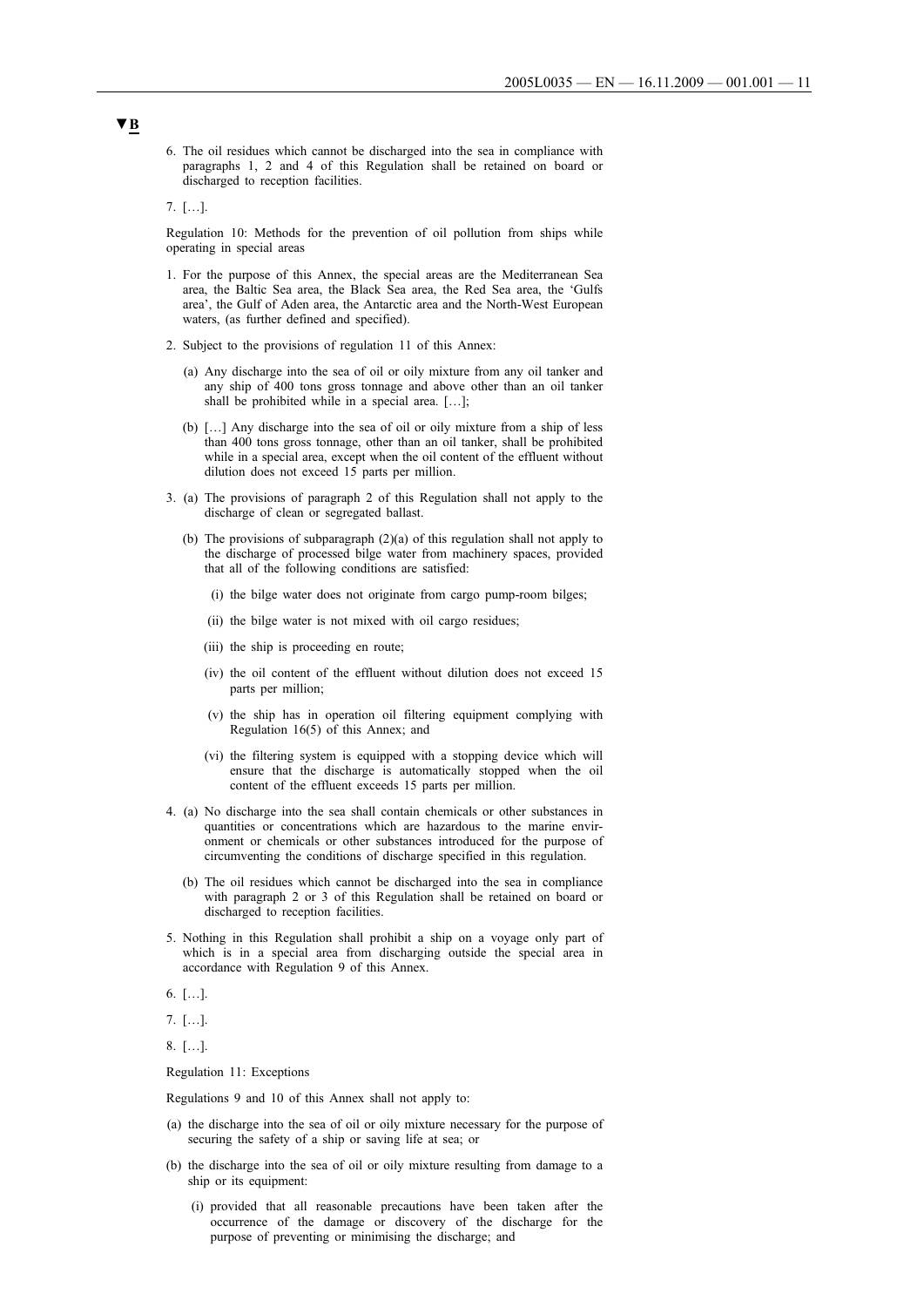▼B

6. The oil residues which cannot be discharged into the sea in compliance with paragraphs 1, 2 and 4 of this Regulation shall be retained on board or discharged to reception facilities.

7. […].

Regulation 10: Methods for the prevention of oil pollution from ships while operating in special areas

1. For the purpose of this Annex, the special areas are the Mediterranean Sea area, the Baltic Sea area, the Black Sea area, the Red Sea area, the 'Gulfs area', the Gulf of Aden area, the Antarctic area and the North-West European waters, (as further defined and specified).

2. Subject to the provisions of regulation 11 of this Annex:

   (a) Any discharge into the sea of oil or oily mixture from any oil tanker and any ship of 400 tons gross tonnage and above other than an oil tanker shall be prohibited while in a special area. […];

   (b) […] Any discharge into the sea of oil or oily mixture from a ship of less than 400 tons gross tonnage, other than an oil tanker, shall be prohibited while in a special area, except when the oil content of the effluent without dilution does not exceed 15 parts per million.

3. (a) The provisions of paragraph 2 of this Regulation shall not apply to the discharge of clean or segregated ballast.

   (b) The provisions of subparagraph (2)(a) of this regulation shall not apply to the discharge of processed bilge water from machinery spaces, provided that all of the following conditions are satisfied:

      (i) the bilge water does not originate from cargo pump-room bilges;

      (ii) the bilge water is not mixed with oil cargo residues;

      (iii) the ship is proceeding en route;

      (iv) the oil content of the effluent without dilution does not exceed 15 parts per million;

      (v) the ship has in operation oil filtering equipment complying with Regulation 16(5) of this Annex; and

      (vi) the filtering system is equipped with a stopping device which will ensure that the discharge is automatically stopped when the oil content of the effluent exceeds 15 parts per million.

4. (a) No discharge into the sea shall contain chemicals or other substances in quantities or concentrations which are hazardous to the marine environment or chemicals or other substances introduced for the purpose of circumventing the conditions of discharge specified in this regulation.

   (b) The oil residues which cannot be discharged into the sea in compliance with paragraph 2 or 3 of this Regulation shall be retained on board or discharged to reception facilities.

5. Nothing in this Regulation shall prohibit a ship on a voyage only part of which is in a special area from discharging outside the special area in accordance with Regulation 9 of this Annex.

6. […].

7. […].

8. […].

Regulation 11: Exceptions

Regulations 9 and 10 of this Annex shall not apply to:

(a) the discharge into the sea of oil or oily mixture necessary for the purpose of securing the safety of a ship or saving life at sea; or

(b) the discharge into the sea of oil or oily mixture resulting from damage to a ship or its equipment:

   (i) provided that all reasonable precautions have been taken after the occurrence of the damage or discovery of the discharge for the purpose of preventing or minimising the discharge; and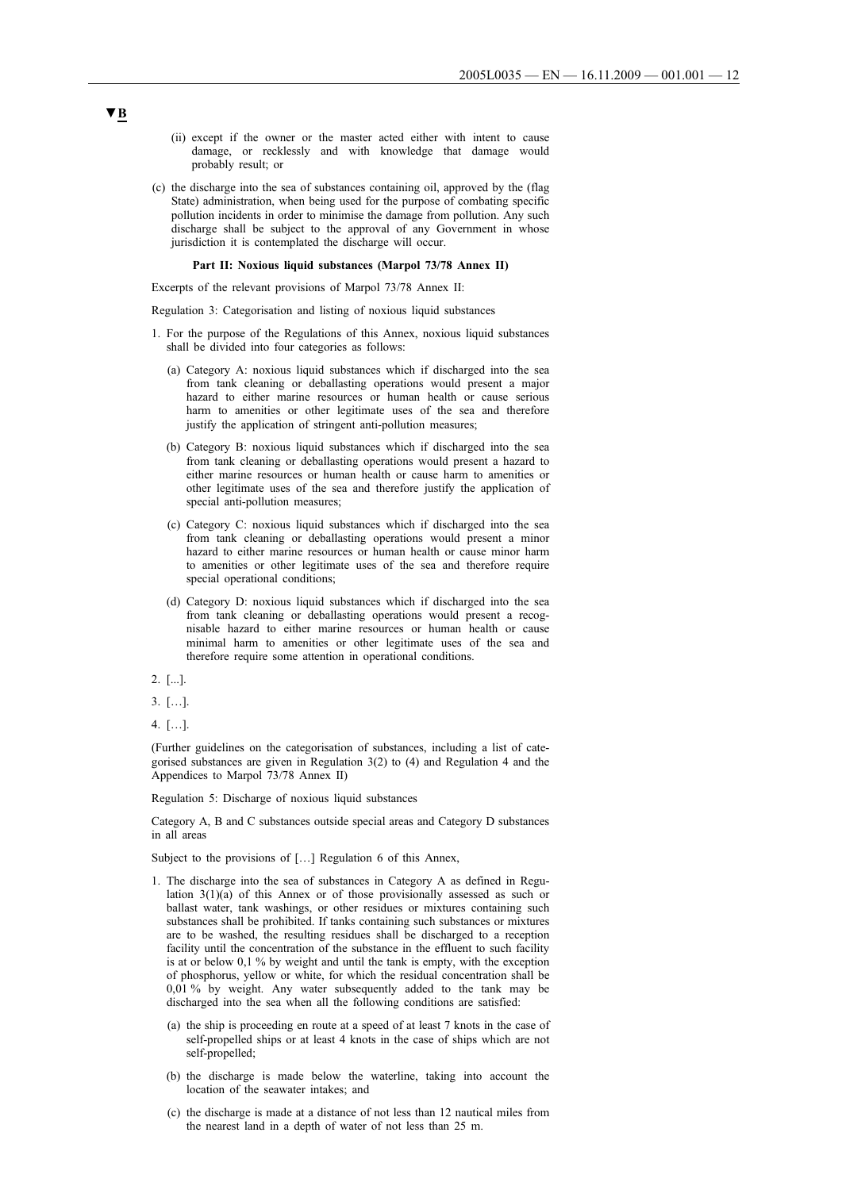▼B

(ii) except if the owner or the master acted either with intent to cause damage, or recklessly and with knowledge that damage would probably result; or

(c) the discharge into the sea of substances containing oil, approved by the (flag State) administration, when being used for the purpose of combating specific pollution incidents in order to minimise the damage from pollution. Any such discharge shall be subject to the approval of any Government in whose jurisdiction it is contemplated the discharge will occur.

**Part II: Noxious liquid substances (Marpol 73/78 Annex II)**

Excerpts of the relevant provisions of Marpol 73/78 Annex II:

Regulation 3: Categorisation and listing of noxious liquid substances

1. For the purpose of the Regulations of this Annex, noxious liquid substances shall be divided into four categories as follows:

   (a) Category A: noxious liquid substances which if discharged into the sea from tank cleaning or deballasting operations would present a major hazard to either marine resources or human health or cause serious harm to amenities or other legitimate uses of the sea and therefore justify the application of stringent anti-pollution measures;

   (b) Category B: noxious liquid substances which if discharged into the sea from tank cleaning or deballasting operations would present a hazard to either marine resources or human health or cause harm to amenities or other legitimate uses of the sea and therefore justify the application of special anti-pollution measures;

   (c) Category C: noxious liquid substances which if discharged into the sea from tank cleaning or deballasting operations would present a minor hazard to either marine resources or human health or cause minor harm to amenities or other legitimate uses of the sea and therefore require special operational conditions;

   (d) Category D: noxious liquid substances which if discharged into the sea from tank cleaning or deballasting operations would present a recognisable hazard to either marine resources or human health or cause minimal harm to amenities or other legitimate uses of the sea and therefore require some attention in operational conditions.

2. [...].

3. […].

4. […].

(Further guidelines on the categorisation of substances, including a list of categorised substances are given in Regulation 3(2) to (4) and Regulation 4 and the Appendices to Marpol 73/78 Annex II)

Regulation 5: Discharge of noxious liquid substances

Category A, B and C substances outside special areas and Category D substances in all areas

Subject to the provisions of […] Regulation 6 of this Annex,

1. The discharge into the sea of substances in Category A as defined in Regulation 3(1)(a) of this Annex or of those provisionally assessed as such or ballast water, tank washings, or other residues or mixtures containing such substances shall be prohibited. If tanks containing such substances or mixtures are to be washed, the resulting residues shall be discharged to a reception facility until the concentration of the substance in the effluent to such facility is at or below 0,1 % by weight and until the tank is empty, with the exception of phosphorus, yellow or white, for which the residual concentration shall be 0,01 % by weight. Any water subsequently added to the tank may be discharged into the sea when all the following conditions are satisfied:

   (a) the ship is proceeding en route at a speed of at least 7 knots in the case of self-propelled ships or at least 4 knots in the case of ships which are not self-propelled;

   (b) the discharge is made below the waterline, taking into account the location of the seawater intakes; and

   (c) the discharge is made at a distance of not less than 12 nautical miles from the nearest land in a depth of water of not less than 25 m.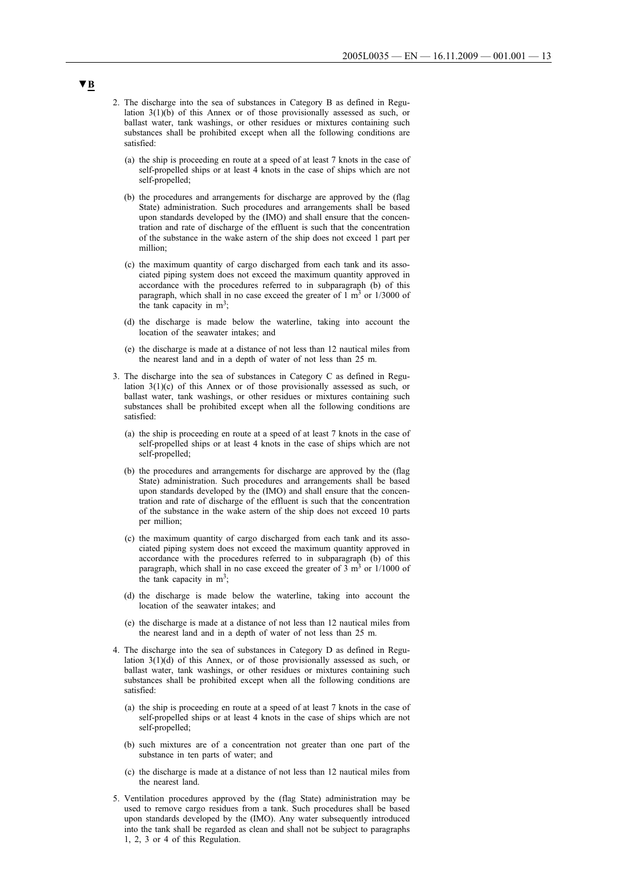▼B

2. The discharge into the sea of substances in Category B as defined in Regulation 3(1)(b) of this Annex or of those provisionally assessed as such, or ballast water, tank washings, or other residues or mixtures containing such substances shall be prohibited except when all the following conditions are satisfied:

   (a) the ship is proceeding en route at a speed of at least 7 knots in the case of self-propelled ships or at least 4 knots in the case of ships which are not self-propelled;

   (b) the procedures and arrangements for discharge are approved by the (flag State) administration. Such procedures and arrangements shall be based upon standards developed by the (IMO) and shall ensure that the concentration and rate of discharge of the effluent is such that the concentration of the substance in the wake astern of the ship does not exceed 1 part per million;

   (c) the maximum quantity of cargo discharged from each tank and its associated piping system does not exceed the maximum quantity approved in accordance with the procedures referred to in subparagraph (b) of this paragraph, which shall in no case exceed the greater of 1 $m^3$ or 1/3000 of the tank capacity in $m^3$;

   (d) the discharge is made below the waterline, taking into account the location of the seawater intakes; and

   (e) the discharge is made at a distance of not less than 12 nautical miles from the nearest land and in a depth of water of not less than 25 m.

3. The discharge into the sea of substances in Category C as defined in Regulation 3(1)(c) of this Annex or of those provisionally assessed as such, or ballast water, tank washings, or other residues or mixtures containing such substances shall be prohibited except when all the following conditions are satisfied:

   (a) the ship is proceeding en route at a speed of at least 7 knots in the case of self-propelled ships or at least 4 knots in the case of ships which are not self-propelled;

   (b) the procedures and arrangements for discharge are approved by the (flag State) administration. Such procedures and arrangements shall be based upon standards developed by the (IMO) and shall ensure that the concentration and rate of discharge of the effluent is such that the concentration of the substance in the wake astern of the ship does not exceed 10 parts per million;

   (c) the maximum quantity of cargo discharged from each tank and its associated piping system does not exceed the maximum quantity approved in accordance with the procedures referred to in subparagraph (b) of this paragraph, which shall in no case exceed the greater of 3 $m^3$ or 1/1000 of the tank capacity in $m^3$;

   (d) the discharge is made below the waterline, taking into account the location of the seawater intakes; and

   (e) the discharge is made at a distance of not less than 12 nautical miles from the nearest land and in a depth of water of not less than 25 m.

4. The discharge into the sea of substances in Category D as defined in Regulation 3(1)(d) of this Annex, or of those provisionally assessed as such, or ballast water, tank washings, or other residues or mixtures containing such substances shall be prohibited except when all the following conditions are satisfied:

   (a) the ship is proceeding en route at a speed of at least 7 knots in the case of self-propelled ships or at least 4 knots in the case of ships which are not self-propelled;

   (b) such mixtures are of a concentration not greater than one part of the substance in ten parts of water; and

   (c) the discharge is made at a distance of not less than 12 nautical miles from the nearest land.

5. Ventilation procedures approved by the (flag State) administration may be used to remove cargo residues from a tank. Such procedures shall be based upon standards developed by the (IMO). Any water subsequently introduced into the tank shall be regarded as clean and shall not be subject to paragraphs 1, 2, 3 or 4 of this Regulation.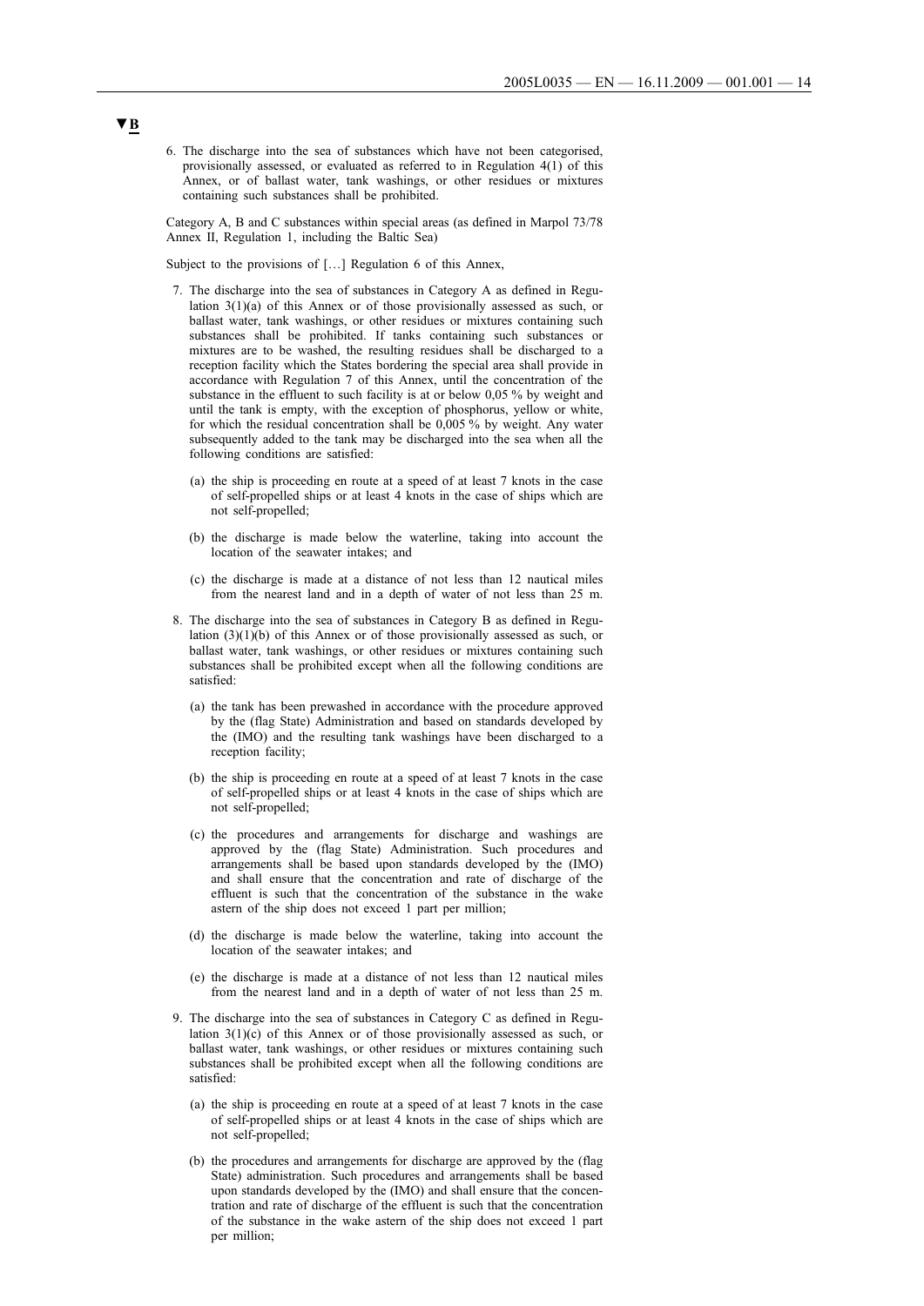▼B

6. The discharge into the sea of substances which have not been categorised, provisionally assessed, or evaluated as referred to in Regulation 4(1) of this Annex, or of ballast water, tank washings, or other residues or mixtures containing such substances shall be prohibited.

Category A, B and C substances within special areas (as defined in Marpol 73/78 Annex II, Regulation 1, including the Baltic Sea)

Subject to the provisions of […] Regulation 6 of this Annex,

7. The discharge into the sea of substances in Category A as defined in Regulation 3(1)(a) of this Annex or of those provisionally assessed as such, or ballast water, tank washings, or other residues or mixtures containing such substances shall be prohibited. If tanks containing such substances or mixtures are to be washed, the resulting residues shall be discharged to a reception facility which the States bordering the special area shall provide in accordance with Regulation 7 of this Annex, until the concentration of the substance in the effluent to such facility is at or below 0,05 % by weight and until the tank is empty, with the exception of phosphorus, yellow or white, for which the residual concentration shall be 0,005 % by weight. Any water subsequently added to the tank may be discharged into the sea when all the following conditions are satisfied:

   (a) the ship is proceeding en route at a speed of at least 7 knots in the case of self-propelled ships or at least 4 knots in the case of ships which are not self-propelled;

   (b) the discharge is made below the waterline, taking into account the location of the seawater intakes; and

   (c) the discharge is made at a distance of not less than 12 nautical miles from the nearest land and in a depth of water of not less than 25 m.

8. The discharge into the sea of substances in Category B as defined in Regulation (3)(1)(b) of this Annex or of those provisionally assessed as such, or ballast water, tank washings, or other residues or mixtures containing such substances shall be prohibited except when all the following conditions are satisfied:

   (a) the tank has been prewashed in accordance with the procedure approved by the (flag State) Administration and based on standards developed by the (IMO) and the resulting tank washings have been discharged to a reception facility;

   (b) the ship is proceeding en route at a speed of at least 7 knots in the case of self-propelled ships or at least 4 knots in the case of ships which are not self-propelled;

   (c) the procedures and arrangements for discharge and washings are approved by the (flag State) Administration. Such procedures and arrangements shall be based upon standards developed by the (IMO) and shall ensure that the concentration and rate of discharge of the effluent is such that the concentration of the substance in the wake astern of the ship does not exceed 1 part per million;

   (d) the discharge is made below the waterline, taking into account the location of the seawater intakes; and

   (e) the discharge is made at a distance of not less than 12 nautical miles from the nearest land and in a depth of water of not less than 25 m.

9. The discharge into the sea of substances in Category C as defined in Regulation 3(1)(c) of this Annex or of those provisionally assessed as such, or ballast water, tank washings, or other residues or mixtures containing such substances shall be prohibited except when all the following conditions are satisfied:

   (a) the ship is proceeding en route at a speed of at least 7 knots in the case of self-propelled ships or at least 4 knots in the case of ships which are not self-propelled;

   (b) the procedures and arrangements for discharge are approved by the (flag State) administration. Such procedures and arrangements shall be based upon standards developed by the (IMO) and shall ensure that the concentration and rate of discharge of the effluent is such that the concentration of the substance in the wake astern of the ship does not exceed 1 part per million;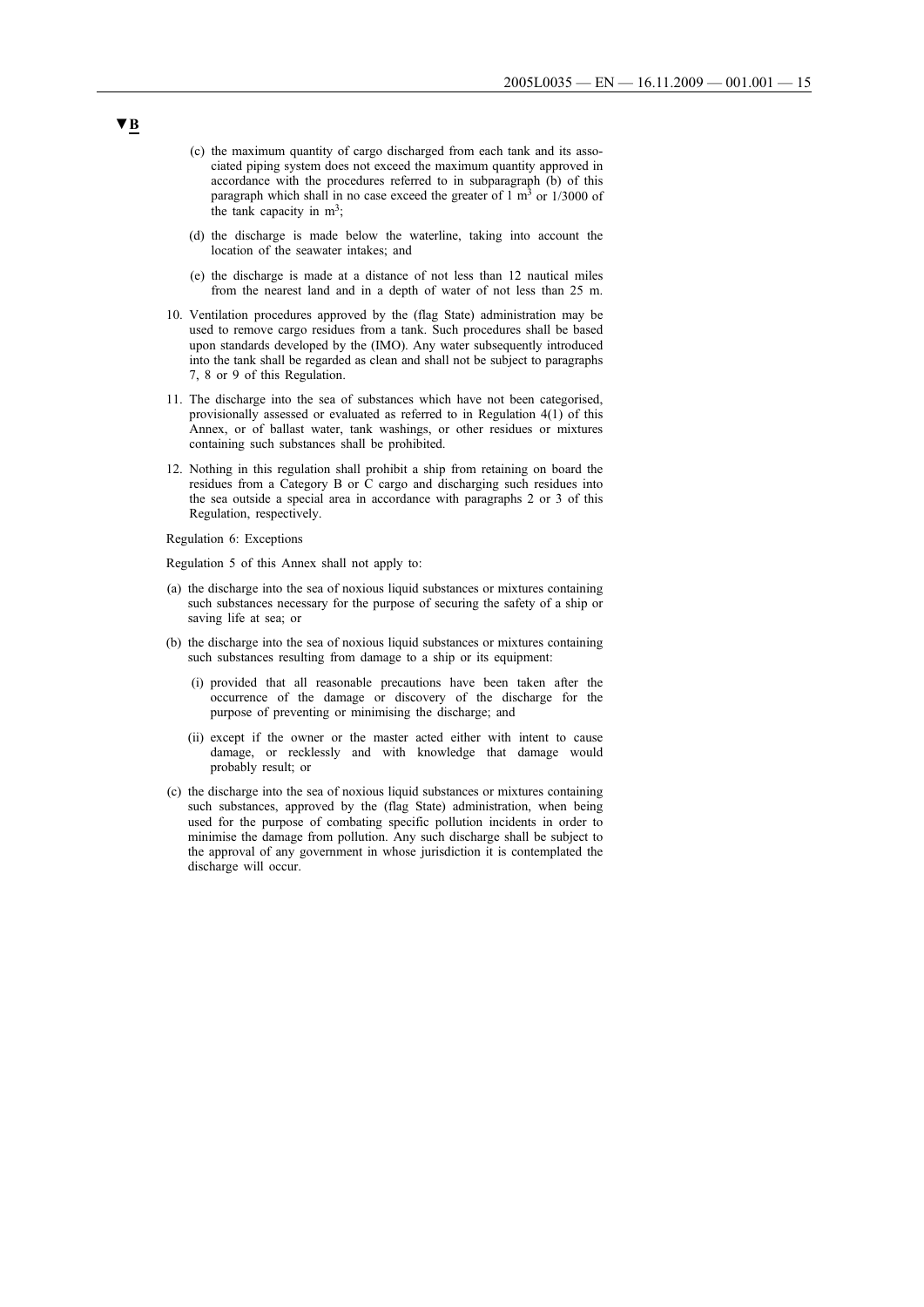▼B

(c) the maximum quantity of cargo discharged from each tank and its associated piping system does not exceed the maximum quantity approved in accordance with the procedures referred to in subparagraph (b) of this paragraph which shall in no case exceed the greater of 1 $m^3$ or 1/3000 of the tank capacity in $m^3$;

(d) the discharge is made below the waterline, taking into account the location of the seawater intakes; and

(e) the discharge is made at a distance of not less than 12 nautical miles from the nearest land and in a depth of water of not less than 25 m.

10. Ventilation procedures approved by the (flag State) administration may be used to remove cargo residues from a tank. Such procedures shall be based upon standards developed by the (IMO). Any water subsequently introduced into the tank shall be regarded as clean and shall not be subject to paragraphs 7, 8 or 9 of this Regulation.

11. The discharge into the sea of substances which have not been categorised, provisionally assessed or evaluated as referred to in Regulation 4(1) of this Annex, or of ballast water, tank washings, or other residues or mixtures containing such substances shall be prohibited.

12. Nothing in this regulation shall prohibit a ship from retaining on board the residues from a Category B or C cargo and discharging such residues into the sea outside a special area in accordance with paragraphs 2 or 3 of this Regulation, respectively.

Regulation 6: Exceptions

Regulation 5 of this Annex shall not apply to:

(a) the discharge into the sea of noxious liquid substances or mixtures containing such substances necessary for the purpose of securing the safety of a ship or saving life at sea; or

(b) the discharge into the sea of noxious liquid substances or mixtures containing such substances resulting from damage to a ship or its equipment:

  (i) provided that all reasonable precautions have been taken after the occurrence of the damage or discovery of the discharge for the purpose of preventing or minimising the discharge; and

  (ii) except if the owner or the master acted either with intent to cause damage, or recklessly and with knowledge that damage would probably result; or

(c) the discharge into the sea of noxious liquid substances or mixtures containing such substances, approved by the (flag State) administration, when being used for the purpose of combating specific pollution incidents in order to minimise the damage from pollution. Any such discharge shall be subject to the approval of any government in whose jurisdiction it is contemplated the discharge will occur.